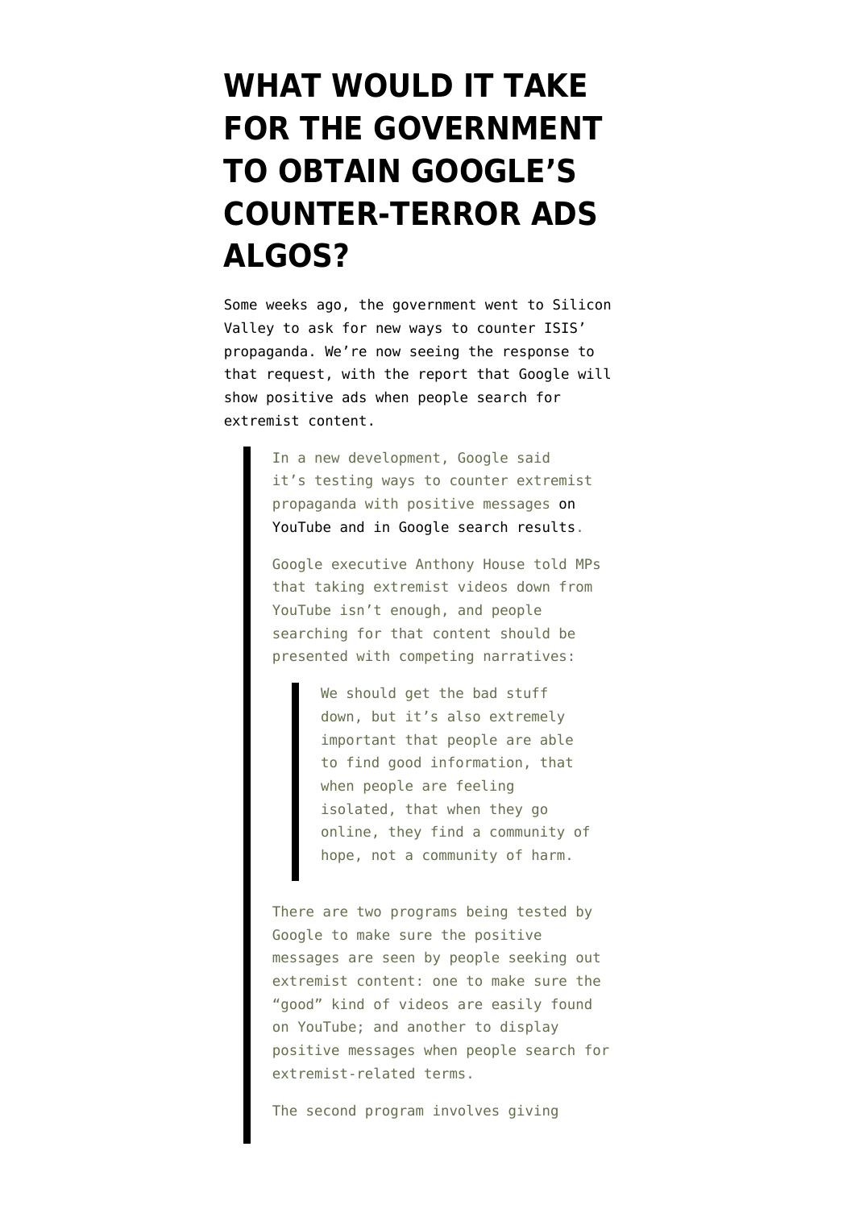# WHAT WOULD IT TAKE FOR THE GOVERNMENT TO OBTAIN GOOGLE'S COUNTER-TERROR ADS ALGOS?

Some weeks ago, the government went to Silicon Valley to ask for new ways to counter ISIS' propaganda. We're now seeing the response to that request, with the report that Google will show positive ads when people search for extremist content.

> In a new development, Google said it's testing ways to counter extremist propaganda with positive messages on YouTube and in Google search results.
>
> Google executive Anthony House told MPs that taking extremist videos down from YouTube isn't enough, and people searching for that content should be presented with competing narratives:
>
> > We should get the bad stuff down, but it's also extremely important that people are able to find good information, that when people are feeling isolated, that when they go online, they find a community of hope, not a community of harm.
>
> There are two programs being tested by Google to make sure the positive messages are seen by people seeking out extremist content: one to make sure the "good" kind of videos are easily found on YouTube; and another to display positive messages when people search for extremist-related terms.
>
> The second program involves giving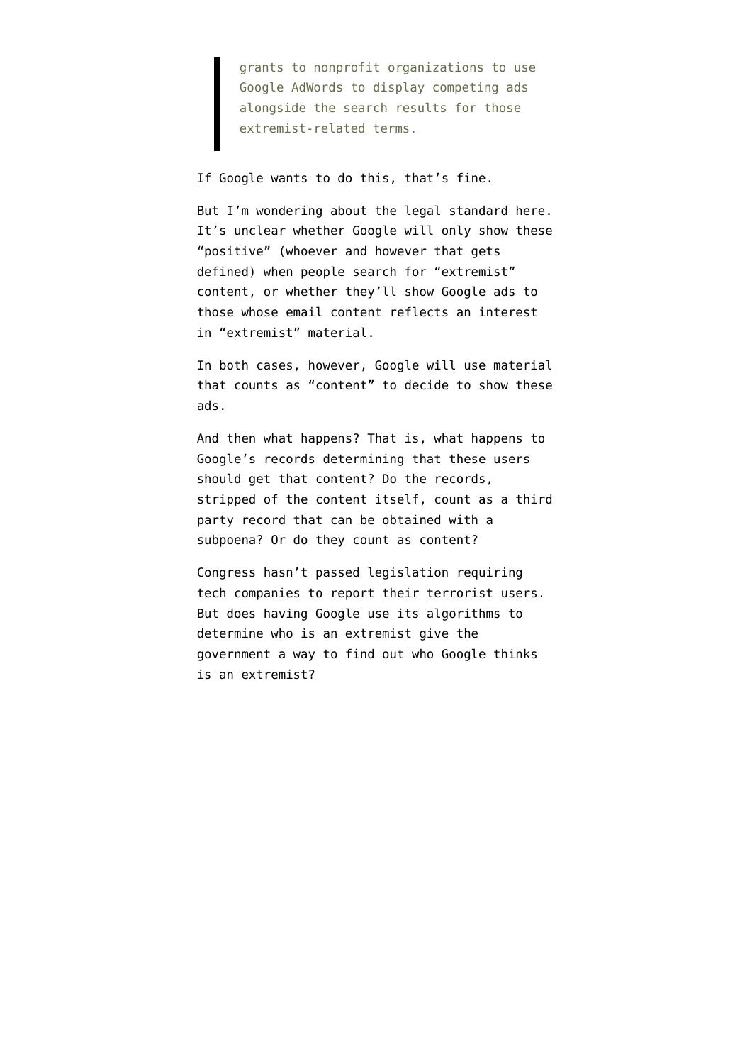> grants to nonprofit organizations to use Google AdWords to display competing ads alongside the search results for those extremist-related terms.

If Google wants to do this, that's fine.

But I'm wondering about the legal standard here. It's unclear whether Google will only show these "positive" (whoever and however that gets defined) when people search for "extremist" content, or whether they'll show Google ads to those whose email content reflects an interest in "extremist" material.

In both cases, however, Google will use material that counts as "content" to decide to show these ads.

And then what happens? That is, what happens to Google's records determining that these users should get that content? Do the records, stripped of the content itself, count as a third party record that can be obtained with a subpoena? Or do they count as content?

Congress hasn't passed legislation requiring tech companies to report their terrorist users. But does having Google use its algorithms to determine who is an extremist give the government a way to find out who Google thinks is an extremist?